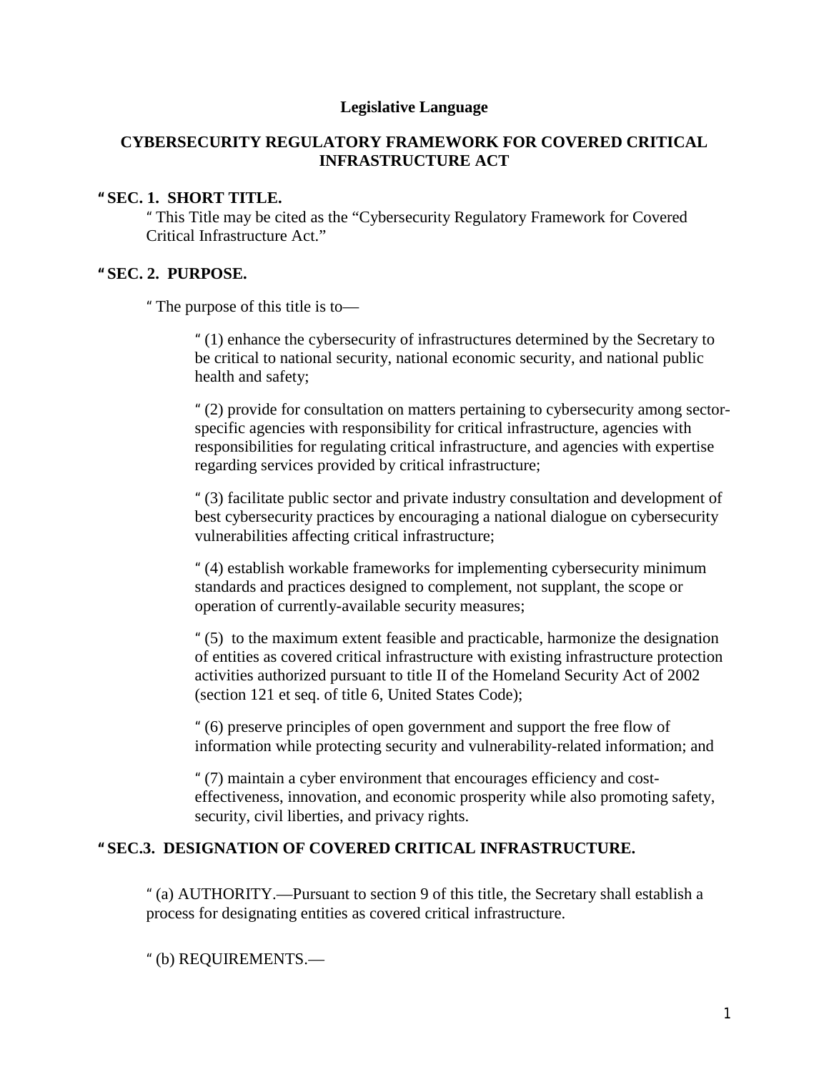**Legislative Language**

## CYBERSECURITY REGULATORY FRAMEWORK FOR COVERED CRITICAL INFRASTRUCTURE ACT

**" SEC. 1. SHORT TITLE.**

" This Title may be cited as the "Cybersecurity Regulatory Framework for Covered Critical Infrastructure Act."

**" SEC. 2. PURPOSE.**

" The purpose of this title is to—

" (1) enhance the cybersecurity of infrastructures determined by the Secretary to be critical to national security, national economic security, and national public health and safety;

" (2) provide for consultation on matters pertaining to cybersecurity among sector-specific agencies with responsibility for critical infrastructure, agencies with responsibilities for regulating critical infrastructure, and agencies with expertise regarding services provided by critical infrastructure;

" (3) facilitate public sector and private industry consultation and development of best cybersecurity practices by encouraging a national dialogue on cybersecurity vulnerabilities affecting critical infrastructure;

" (4) establish workable frameworks for implementing cybersecurity minimum standards and practices designed to complement, not supplant, the scope or operation of currently-available security measures;

" (5) to the maximum extent feasible and practicable, harmonize the designation of entities as covered critical infrastructure with existing infrastructure protection activities authorized pursuant to title II of the Homeland Security Act of 2002 (section 121 et seq. of title 6, United States Code);

" (6) preserve principles of open government and support the free flow of information while protecting security and vulnerability-related information; and

" (7) maintain a cyber environment that encourages efficiency and cost-effectiveness, innovation, and economic prosperity while also promoting safety, security, civil liberties, and privacy rights.

**" SEC.3. DESIGNATION OF COVERED CRITICAL INFRASTRUCTURE.**

" (a) AUTHORITY.—Pursuant to section 9 of this title, the Secretary shall establish a process for designating entities as covered critical infrastructure.

" (b) REQUIREMENTS.—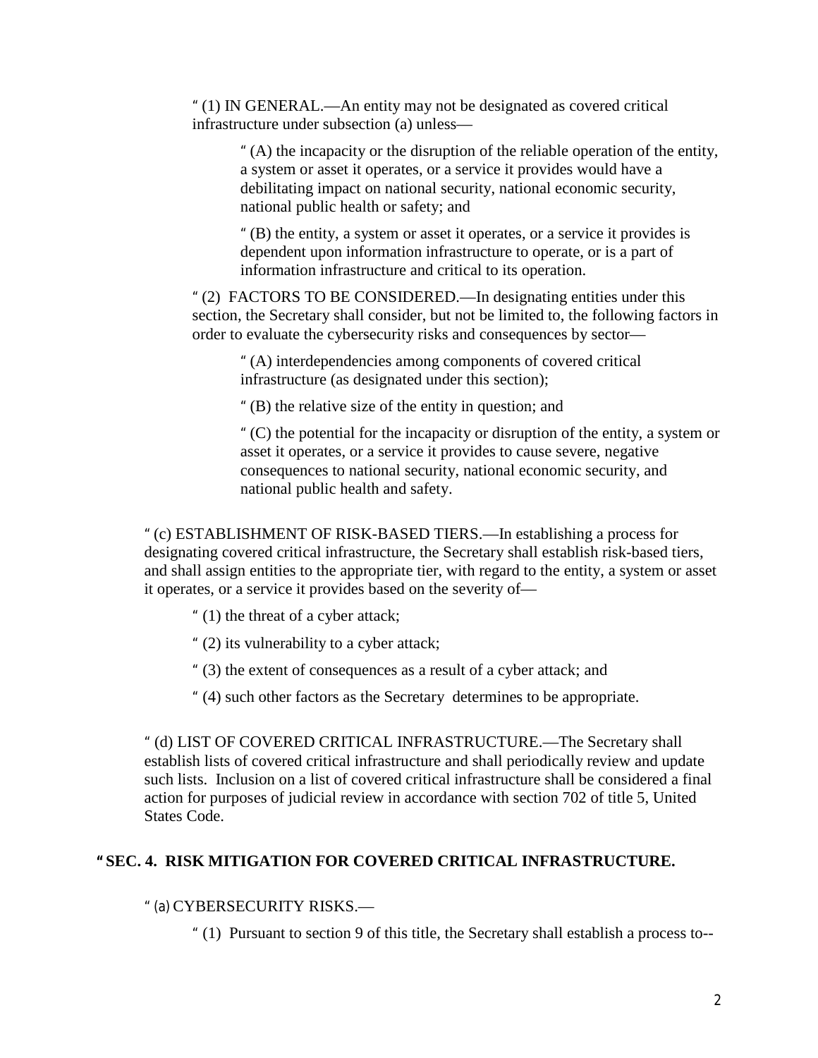" (1) IN GENERAL.—An entity may not be designated as covered critical infrastructure under subsection (a) unless—

" (A) the incapacity or the disruption of the reliable operation of the entity, a system or asset it operates, or a service it provides would have a debilitating impact on national security, national economic security, national public health or safety; and

" (B) the entity, a system or asset it operates, or a service it provides is dependent upon information infrastructure to operate, or is a part of information infrastructure and critical to its operation.

" (2) FACTORS TO BE CONSIDERED.—In designating entities under this section, the Secretary shall consider, but not be limited to, the following factors in order to evaluate the cybersecurity risks and consequences by sector—

" (A) interdependencies among components of covered critical infrastructure (as designated under this section);

" (B) the relative size of the entity in question; and

" (C) the potential for the incapacity or disruption of the entity, a system or asset it operates, or a service it provides to cause severe, negative consequences to national security, national economic security, and national public health and safety.

" (c) ESTABLISHMENT OF RISK-BASED TIERS.—In establishing a process for designating covered critical infrastructure, the Secretary shall establish risk-based tiers, and shall assign entities to the appropriate tier, with regard to the entity, a system or asset it operates, or a service it provides based on the severity of—

" (1) the threat of a cyber attack;

" (2) its vulnerability to a cyber attack;

" (3) the extent of consequences as a result of a cyber attack; and

" (4) such other factors as the Secretary determines to be appropriate.

" (d) LIST OF COVERED CRITICAL INFRASTRUCTURE.—The Secretary shall establish lists of covered critical infrastructure and shall periodically review and update such lists. Inclusion on a list of covered critical infrastructure shall be considered a final action for purposes of judicial review in accordance with section 702 of title 5, United States Code.

**" SEC. 4. RISK MITIGATION FOR COVERED CRITICAL INFRASTRUCTURE.**

" (a) CYBERSECURITY RISKS.—

" (1) Pursuant to section 9 of this title, the Secretary shall establish a process to--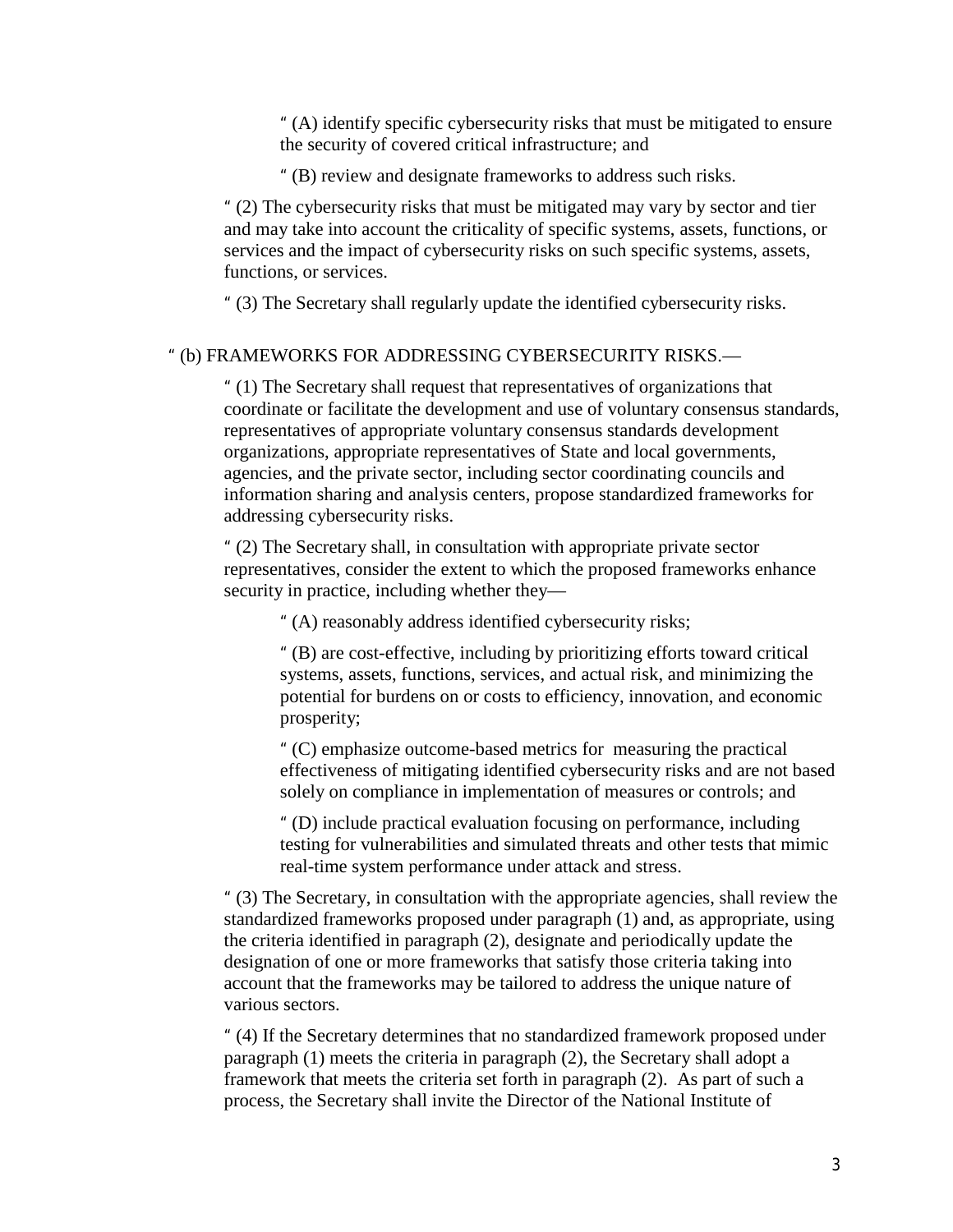" (A) identify specific cybersecurity risks that must be mitigated to ensure the security of covered critical infrastructure; and

" (B) review and designate frameworks to address such risks.

" (2) The cybersecurity risks that must be mitigated may vary by sector and tier and may take into account the criticality of specific systems, assets, functions, or services and the impact of cybersecurity risks on such specific systems, assets, functions, or services.

" (3) The Secretary shall regularly update the identified cybersecurity risks.

" (b) FRAMEWORKS FOR ADDRESSING CYBERSECURITY RISKS.—

" (1) The Secretary shall request that representatives of organizations that coordinate or facilitate the development and use of voluntary consensus standards, representatives of appropriate voluntary consensus standards development organizations, appropriate representatives of State and local governments, agencies, and the private sector, including sector coordinating councils and information sharing and analysis centers, propose standardized frameworks for addressing cybersecurity risks.

" (2) The Secretary shall, in consultation with appropriate private sector representatives, consider the extent to which the proposed frameworks enhance security in practice, including whether they—

" (A) reasonably address identified cybersecurity risks;

" (B) are cost-effective, including by prioritizing efforts toward critical systems, assets, functions, services, and actual risk, and minimizing the potential for burdens on or costs to efficiency, innovation, and economic prosperity;

" (C) emphasize outcome-based metrics for measuring the practical effectiveness of mitigating identified cybersecurity risks and are not based solely on compliance in implementation of measures or controls; and

" (D) include practical evaluation focusing on performance, including testing for vulnerabilities and simulated threats and other tests that mimic real-time system performance under attack and stress.

" (3) The Secretary, in consultation with the appropriate agencies, shall review the standardized frameworks proposed under paragraph (1) and, as appropriate, using the criteria identified in paragraph (2), designate and periodically update the designation of one or more frameworks that satisfy those criteria taking into account that the frameworks may be tailored to address the unique nature of various sectors.

" (4) If the Secretary determines that no standardized framework proposed under paragraph (1) meets the criteria in paragraph (2), the Secretary shall adopt a framework that meets the criteria set forth in paragraph (2). As part of such a process, the Secretary shall invite the Director of the National Institute of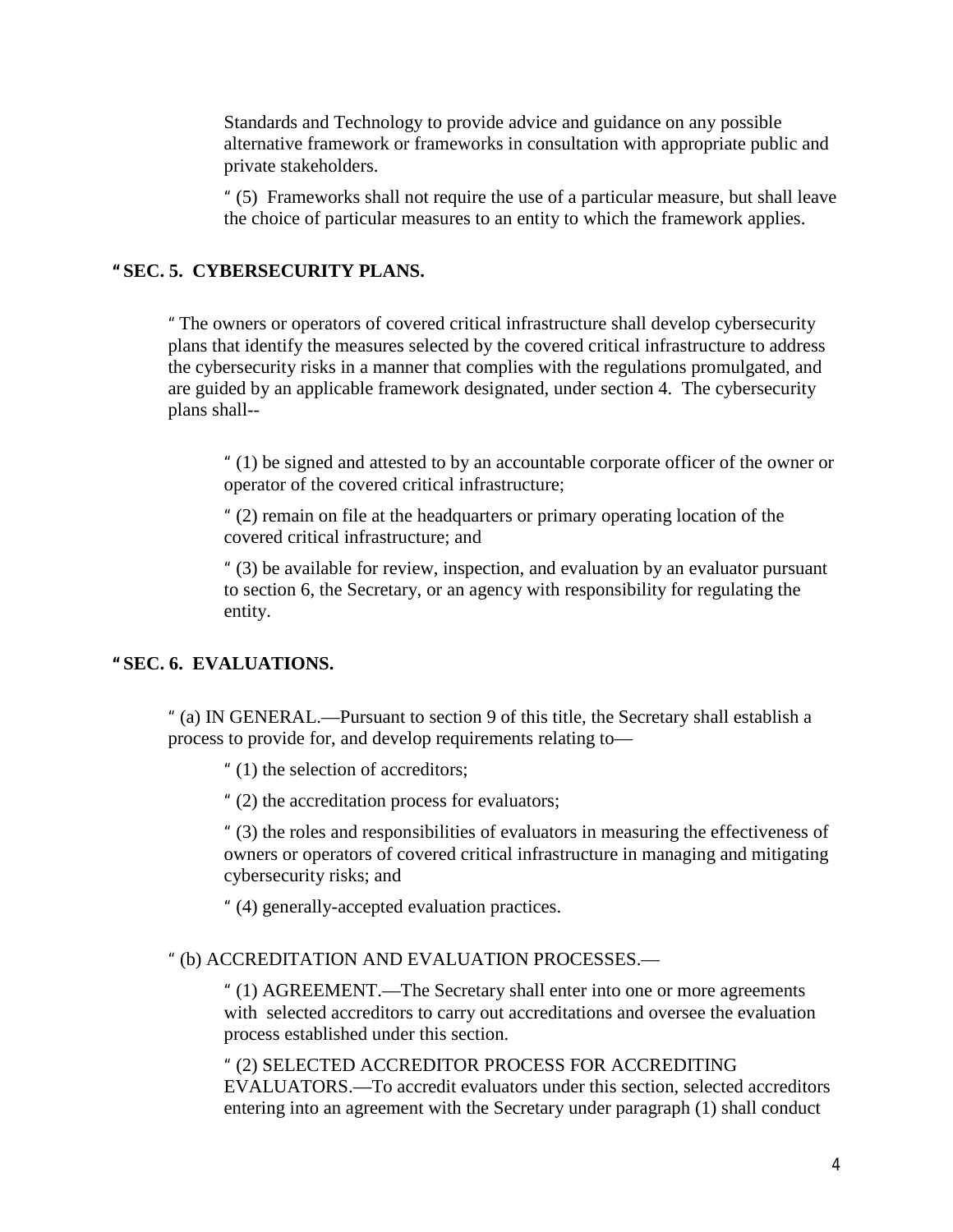Standards and Technology to provide advice and guidance on any possible alternative framework or frameworks in consultation with appropriate public and private stakeholders.

" (5) Frameworks shall not require the use of a particular measure, but shall leave the choice of particular measures to an entity to which the framework applies.

**" SEC. 5. CYBERSECURITY PLANS.**

" The owners or operators of covered critical infrastructure shall develop cybersecurity plans that identify the measures selected by the covered critical infrastructure to address the cybersecurity risks in a manner that complies with the regulations promulgated, and are guided by an applicable framework designated, under section 4. The cybersecurity plans shall--

" (1) be signed and attested to by an accountable corporate officer of the owner or operator of the covered critical infrastructure;

" (2) remain on file at the headquarters or primary operating location of the covered critical infrastructure; and

" (3) be available for review, inspection, and evaluation by an evaluator pursuant to section 6, the Secretary, or an agency with responsibility for regulating the entity.

**" SEC. 6. EVALUATIONS.**

" (a) IN GENERAL.—Pursuant to section 9 of this title, the Secretary shall establish a process to provide for, and develop requirements relating to—

" (1) the selection of accreditors;

" (2) the accreditation process for evaluators;

" (3) the roles and responsibilities of evaluators in measuring the effectiveness of owners or operators of covered critical infrastructure in managing and mitigating cybersecurity risks; and

" (4) generally-accepted evaluation practices.

" (b) ACCREDITATION AND EVALUATION PROCESSES.—

" (1) AGREEMENT.—The Secretary shall enter into one or more agreements with selected accreditors to carry out accreditations and oversee the evaluation process established under this section.

" (2) SELECTED ACCREDITOR PROCESS FOR ACCREDITING EVALUATORS.—To accredit evaluators under this section, selected accreditors entering into an agreement with the Secretary under paragraph (1) shall conduct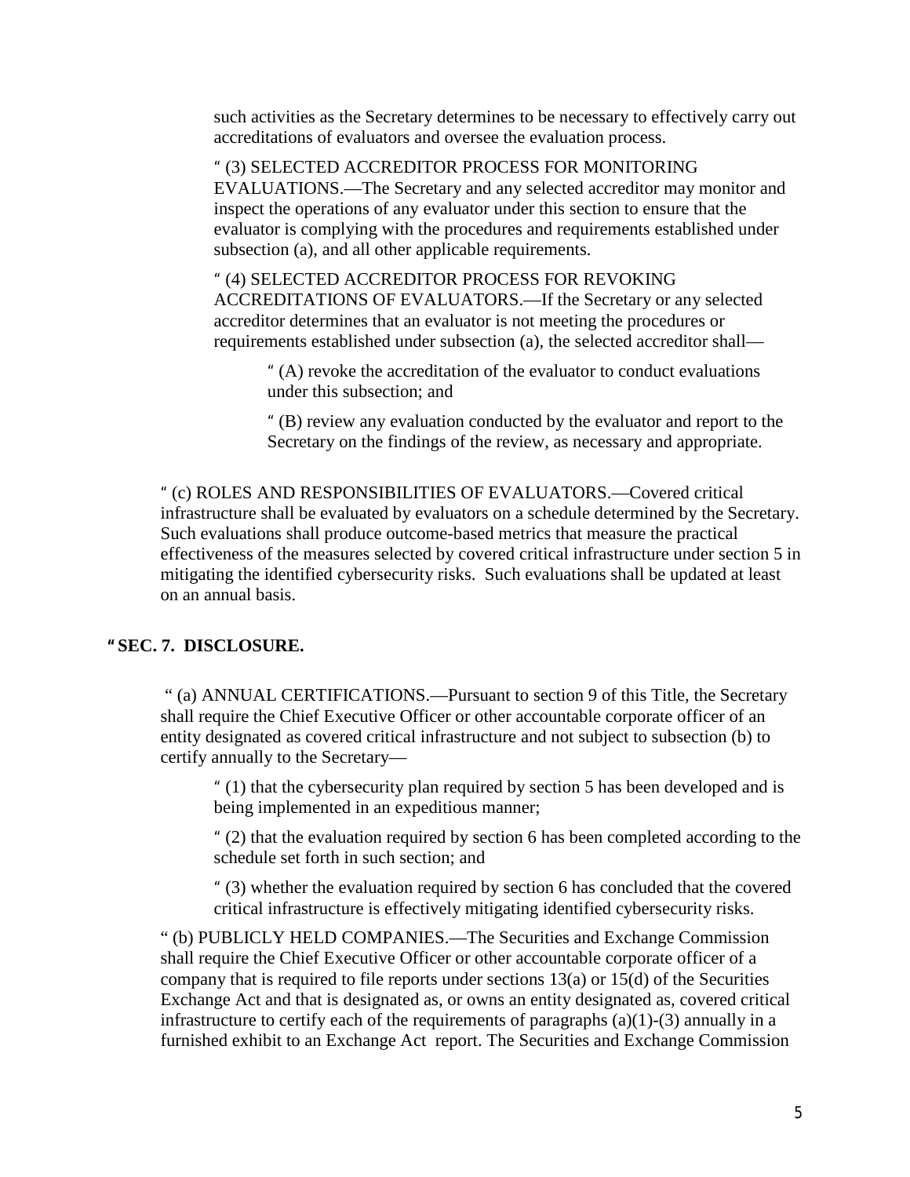such activities as the Secretary determines to be necessary to effectively carry out accreditations of evaluators and oversee the evaluation process.

" (3) SELECTED ACCREDITOR PROCESS FOR MONITORING EVALUATIONS.—The Secretary and any selected accreditor may monitor and inspect the operations of any evaluator under this section to ensure that the evaluator is complying with the procedures and requirements established under subsection (a), and all other applicable requirements.

" (4) SELECTED ACCREDITOR PROCESS FOR REVOKING ACCREDITATIONS OF EVALUATORS.—If the Secretary or any selected accreditor determines that an evaluator is not meeting the procedures or requirements established under subsection (a), the selected accreditor shall—

" (A) revoke the accreditation of the evaluator to conduct evaluations under this subsection; and

" (B) review any evaluation conducted by the evaluator and report to the Secretary on the findings of the review, as necessary and appropriate.

" (c) ROLES AND RESPONSIBILITIES OF EVALUATORS.—Covered critical infrastructure shall be evaluated by evaluators on a schedule determined by the Secretary. Such evaluations shall produce outcome-based metrics that measure the practical effectiveness of the measures selected by covered critical infrastructure under section 5 in mitigating the identified cybersecurity risks. Such evaluations shall be updated at least on an annual basis.

**" SEC. 7. DISCLOSURE.**

" (a) ANNUAL CERTIFICATIONS.—Pursuant to section 9 of this Title, the Secretary shall require the Chief Executive Officer or other accountable corporate officer of an entity designated as covered critical infrastructure and not subject to subsection (b) to certify annually to the Secretary—

" (1) that the cybersecurity plan required by section 5 has been developed and is being implemented in an expeditious manner;

" (2) that the evaluation required by section 6 has been completed according to the schedule set forth in such section; and

" (3) whether the evaluation required by section 6 has concluded that the covered critical infrastructure is effectively mitigating identified cybersecurity risks.

" (b) PUBLICLY HELD COMPANIES.—The Securities and Exchange Commission shall require the Chief Executive Officer or other accountable corporate officer of a company that is required to file reports under sections 13(a) or 15(d) of the Securities Exchange Act and that is designated as, or owns an entity designated as, covered critical infrastructure to certify each of the requirements of paragraphs (a)(1)-(3) annually in a furnished exhibit to an Exchange Act report. The Securities and Exchange Commission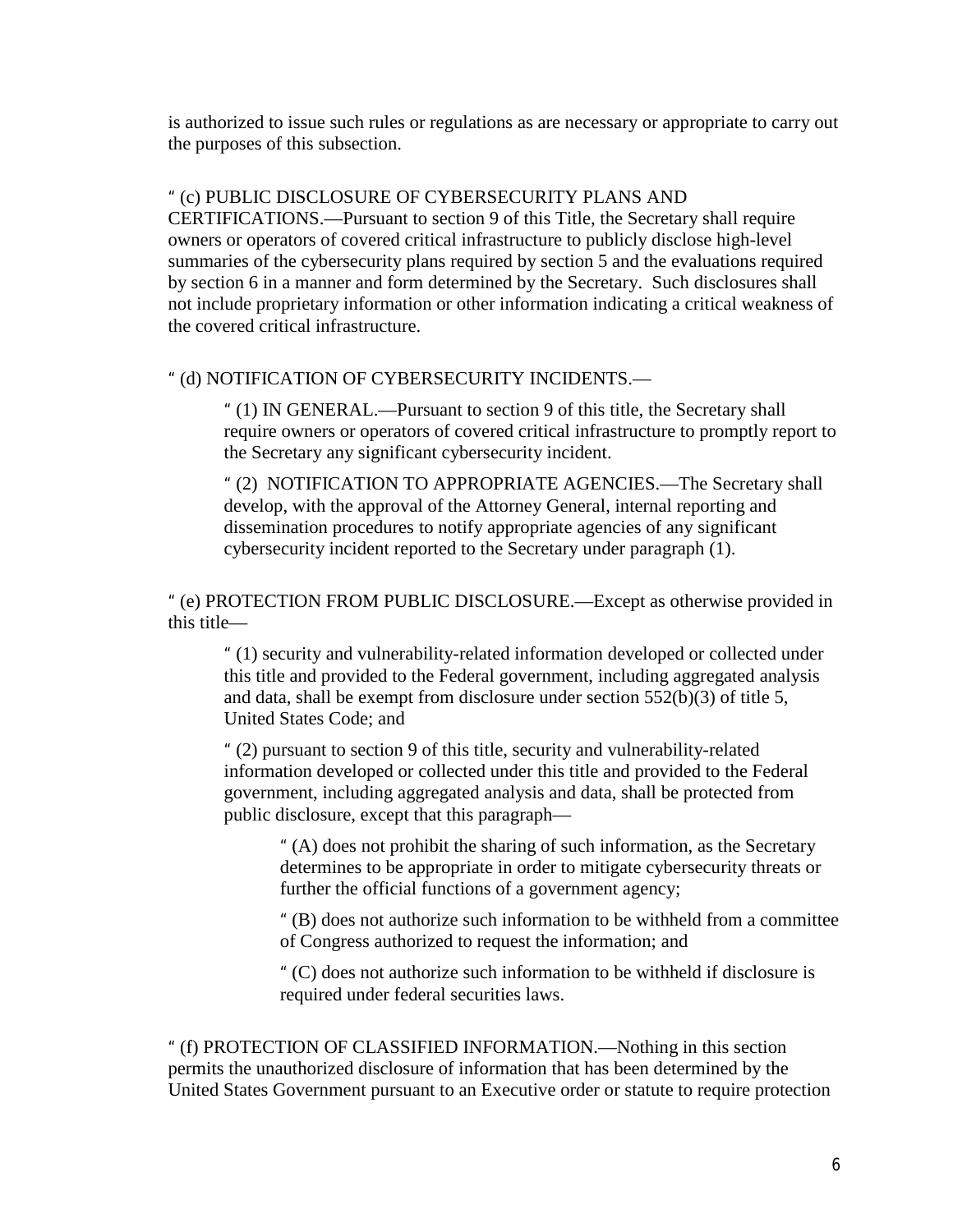is authorized to issue such rules or regulations as are necessary or appropriate to carry out the purposes of this subsection.

" (c) PUBLIC DISCLOSURE OF CYBERSECURITY PLANS AND CERTIFICATIONS.—Pursuant to section 9 of this Title, the Secretary shall require owners or operators of covered critical infrastructure to publicly disclose high-level summaries of the cybersecurity plans required by section 5 and the evaluations required by section 6 in a manner and form determined by the Secretary. Such disclosures shall not include proprietary information or other information indicating a critical weakness of the covered critical infrastructure.

" (d) NOTIFICATION OF CYBERSECURITY INCIDENTS.—

> " (1) IN GENERAL.—Pursuant to section 9 of this title, the Secretary shall require owners or operators of covered critical infrastructure to promptly report to the Secretary any significant cybersecurity incident.
>
> " (2) NOTIFICATION TO APPROPRIATE AGENCIES.—The Secretary shall develop, with the approval of the Attorney General, internal reporting and dissemination procedures to notify appropriate agencies of any significant cybersecurity incident reported to the Secretary under paragraph (1).

" (e) PROTECTION FROM PUBLIC DISCLOSURE.—Except as otherwise provided in this title—

> " (1) security and vulnerability-related information developed or collected under this title and provided to the Federal government, including aggregated analysis and data, shall be exempt from disclosure under section 552(b)(3) of title 5, United States Code; and
>
> " (2) pursuant to section 9 of this title, security and vulnerability-related information developed or collected under this title and provided to the Federal government, including aggregated analysis and data, shall be protected from public disclosure, except that this paragraph—
>
> > " (A) does not prohibit the sharing of such information, as the Secretary determines to be appropriate in order to mitigate cybersecurity threats or further the official functions of a government agency;
> >
> > " (B) does not authorize such information to be withheld from a committee of Congress authorized to request the information; and
> >
> > " (C) does not authorize such information to be withheld if disclosure is required under federal securities laws.

" (f) PROTECTION OF CLASSIFIED INFORMATION.—Nothing in this section permits the unauthorized disclosure of information that has been determined by the United States Government pursuant to an Executive order or statute to require protection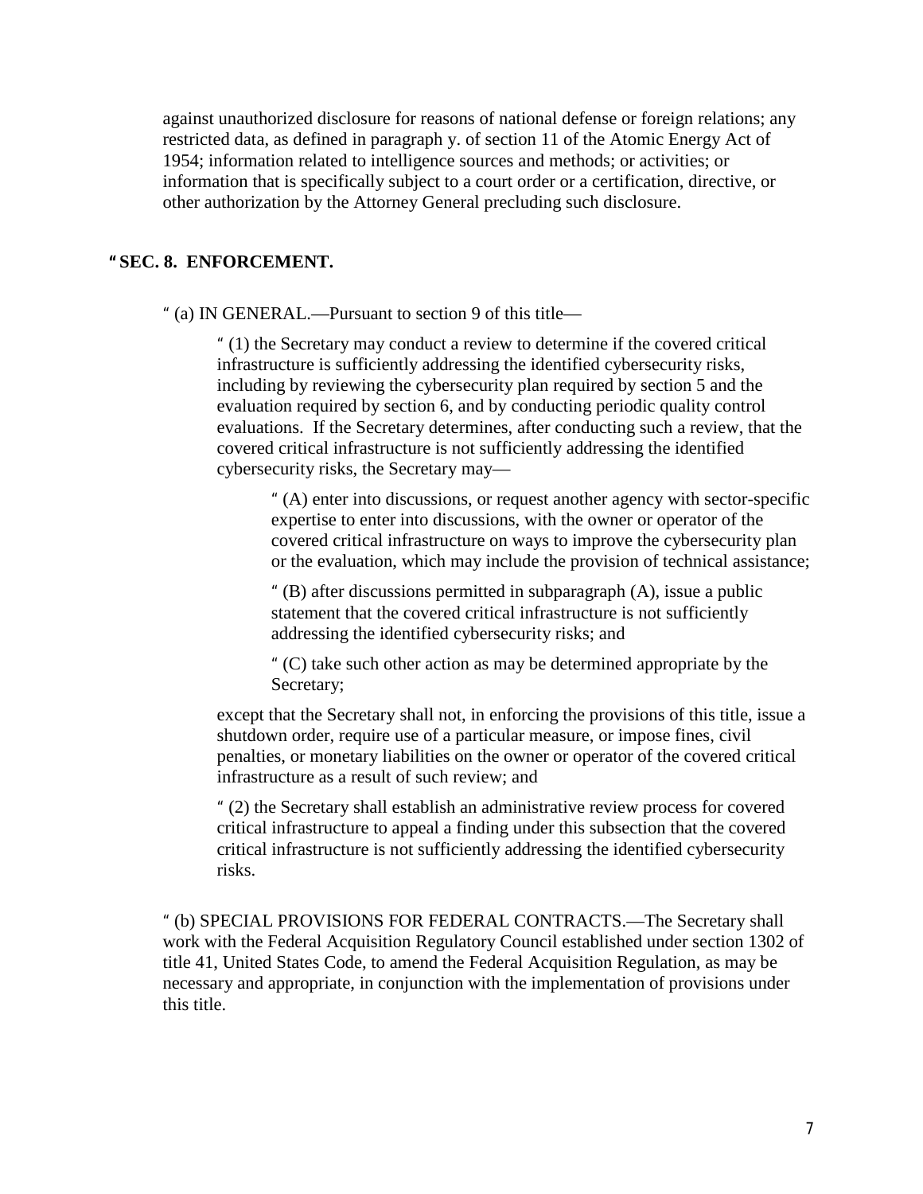against unauthorized disclosure for reasons of national defense or foreign relations; any restricted data, as defined in paragraph y. of section 11 of the Atomic Energy Act of 1954; information related to intelligence sources and methods; or activities; or information that is specifically subject to a court order or a certification, directive, or other authorization by the Attorney General precluding such disclosure.

**" SEC. 8. ENFORCEMENT.**

" (a) IN GENERAL.—Pursuant to section 9 of this title—

" (1) the Secretary may conduct a review to determine if the covered critical infrastructure is sufficiently addressing the identified cybersecurity risks, including by reviewing the cybersecurity plan required by section 5 and the evaluation required by section 6, and by conducting periodic quality control evaluations. If the Secretary determines, after conducting such a review, that the covered critical infrastructure is not sufficiently addressing the identified cybersecurity risks, the Secretary may—

" (A) enter into discussions, or request another agency with sector-specific expertise to enter into discussions, with the owner or operator of the covered critical infrastructure on ways to improve the cybersecurity plan or the evaluation, which may include the provision of technical assistance;

" (B) after discussions permitted in subparagraph (A), issue a public statement that the covered critical infrastructure is not sufficiently addressing the identified cybersecurity risks; and

" (C) take such other action as may be determined appropriate by the Secretary;

except that the Secretary shall not, in enforcing the provisions of this title, issue a shutdown order, require use of a particular measure, or impose fines, civil penalties, or monetary liabilities on the owner or operator of the covered critical infrastructure as a result of such review; and

" (2) the Secretary shall establish an administrative review process for covered critical infrastructure to appeal a finding under this subsection that the covered critical infrastructure is not sufficiently addressing the identified cybersecurity risks.

" (b) SPECIAL PROVISIONS FOR FEDERAL CONTRACTS.—The Secretary shall work with the Federal Acquisition Regulatory Council established under section 1302 of title 41, United States Code, to amend the Federal Acquisition Regulation, as may be necessary and appropriate, in conjunction with the implementation of provisions under this title.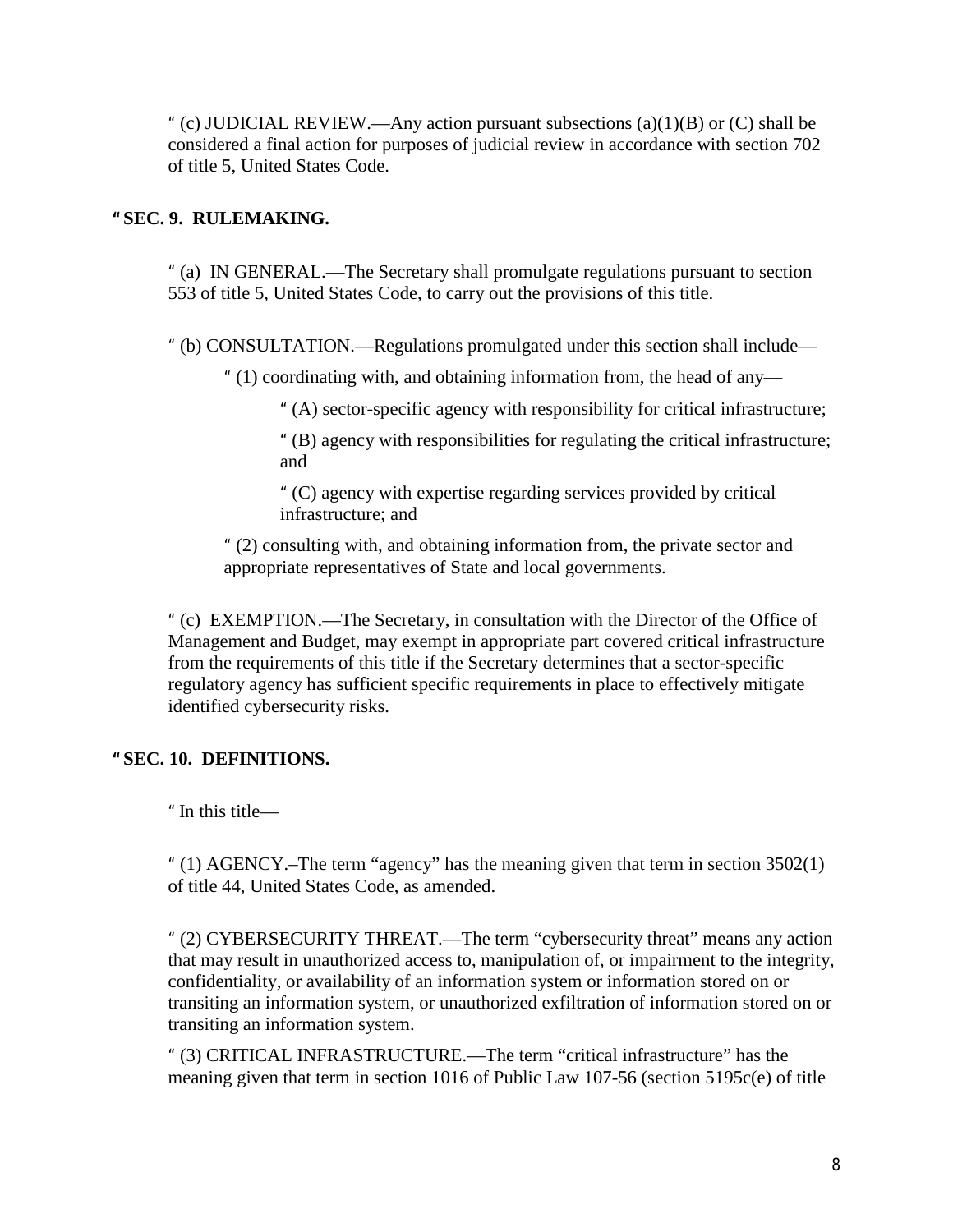" (c) JUDICIAL REVIEW.—Any action pursuant subsections (a)(1)(B) or (C) shall be considered a final action for purposes of judicial review in accordance with section 702 of title 5, United States Code.

**"SEC. 9. RULEMAKING.**

" (a) IN GENERAL.—The Secretary shall promulgate regulations pursuant to section 553 of title 5, United States Code, to carry out the provisions of this title.

" (b) CONSULTATION.—Regulations promulgated under this section shall include—

" (1) coordinating with, and obtaining information from, the head of any—

" (A) sector-specific agency with responsibility for critical infrastructure;

" (B) agency with responsibilities for regulating the critical infrastructure; and

" (C) agency with expertise regarding services provided by critical infrastructure; and

" (2) consulting with, and obtaining information from, the private sector and appropriate representatives of State and local governments.

" (c) EXEMPTION.—The Secretary, in consultation with the Director of the Office of Management and Budget, may exempt in appropriate part covered critical infrastructure from the requirements of this title if the Secretary determines that a sector-specific regulatory agency has sufficient specific requirements in place to effectively mitigate identified cybersecurity risks.

**"SEC. 10. DEFINITIONS.**

" In this title—

" (1) AGENCY.–The term "agency" has the meaning given that term in section 3502(1) of title 44, United States Code, as amended.

" (2) CYBERSECURITY THREAT.—The term "cybersecurity threat" means any action that may result in unauthorized access to, manipulation of, or impairment to the integrity, confidentiality, or availability of an information system or information stored on or transiting an information system, or unauthorized exfiltration of information stored on or transiting an information system.

" (3) CRITICAL INFRASTRUCTURE.—The term "critical infrastructure" has the meaning given that term in section 1016 of Public Law 107-56 (section 5195c(e) of title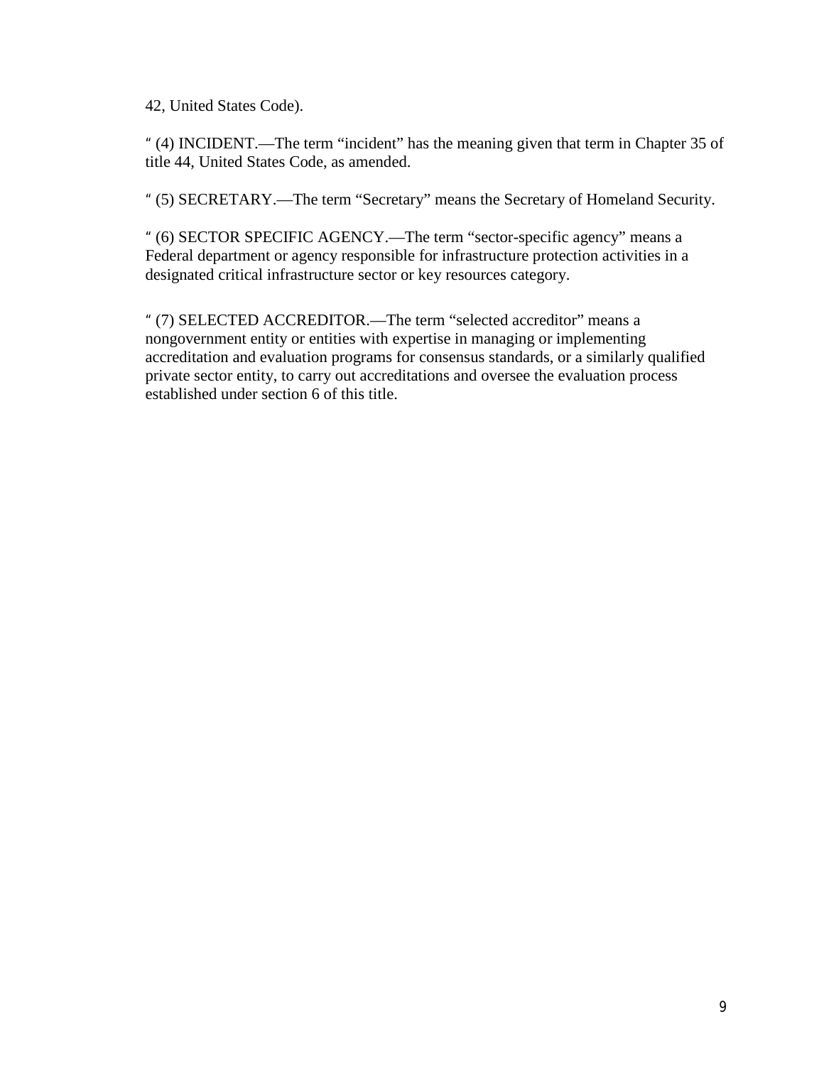42, United States Code).

“ (4) INCIDENT.—The term “incident” has the meaning given that term in Chapter 35 of title 44, United States Code, as amended.

“ (5) SECRETARY.—The term “Secretary” means the Secretary of Homeland Security.

“ (6) SECTOR SPECIFIC AGENCY.—The term “sector-specific agency” means a Federal department or agency responsible for infrastructure protection activities in a designated critical infrastructure sector or key resources category.

“ (7) SELECTED ACCREDITOR.—The term “selected accreditor” means a nongovernment entity or entities with expertise in managing or implementing accreditation and evaluation programs for consensus standards, or a similarly qualified private sector entity, to carry out accreditations and oversee the evaluation process established under section 6 of this title.